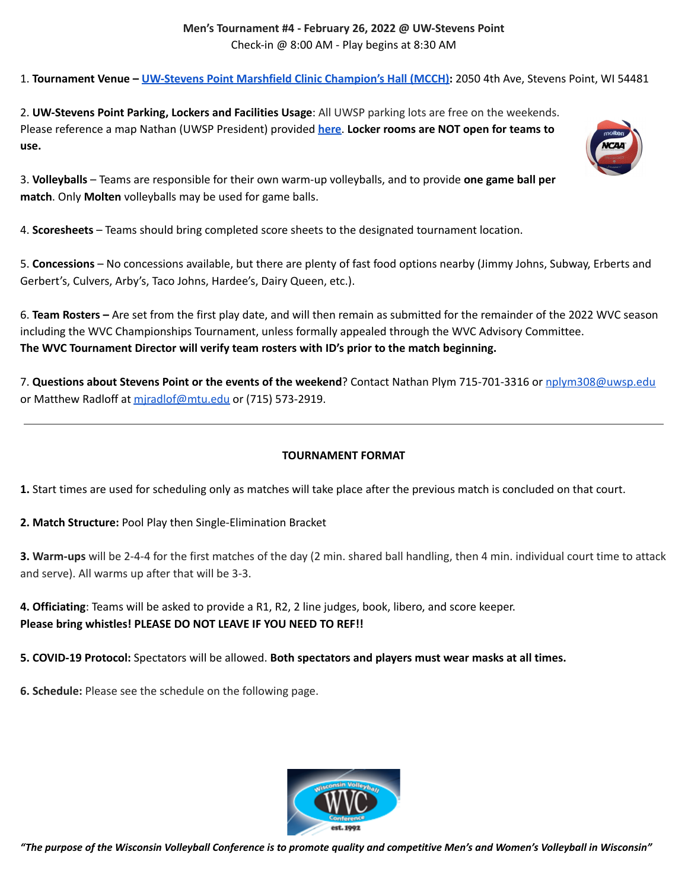**Men's Tournament #4 - February 26, 2022 @ UW-Stevens Point**
Check-in @ 8:00 AM - Play begins at 8:30 AM

1. **Tournament Venue – UW-Stevens Point Marshfield Clinic Champion's Hall (MCCH):** 2050 4th Ave, Stevens Point, WI 54481

2. **UW-Stevens Point Parking, Lockers and Facilities Usage**: All UWSP parking lots are free on the weekends. Please reference a map Nathan (UWSP President) provided here. **Locker rooms are NOT open for teams to use.**

3. **Volleyballs** – Teams are responsible for their own warm-up volleyballs, and to provide **one game ball per match**. Only **Molten** volleyballs may be used for game balls.

4. **Scoresheets** – Teams should bring completed score sheets to the designated tournament location.

5. **Concessions** – No concessions available, but there are plenty of fast food options nearby (Jimmy Johns, Subway, Erberts and Gerbert's, Culvers, Arby's, Taco Johns, Hardee's, Dairy Queen, etc.).

6. **Team Rosters –** Are set from the first play date, and will then remain as submitted for the remainder of the 2022 WVC season including the WVC Championships Tournament, unless formally appealed through the WVC Advisory Committee.
**The WVC Tournament Director will verify team rosters with ID's prior to the match beginning.**

7. **Questions about Stevens Point or the events of the weekend**? Contact Nathan Plym 715-701-3316 or nplym308@uwsp.edu or Matthew Radloff at mjradlof@mtu.edu or (715) 573-2919.

---

**TOURNAMENT FORMAT**

**1.** Start times are used for scheduling only as matches will take place after the previous match is concluded on that court.

**2. Match Structure:** Pool Play then Single-Elimination Bracket

**3. Warm-ups** will be 2-4-4 for the first matches of the day (2 min. shared ball handling, then 4 min. individual court time to attack and serve). All warms up after that will be 3-3.

**4. Officiating**: Teams will be asked to provide a R1, R2, 2 line judges, book, libero, and score keeper.
**Please bring whistles! PLEASE DO NOT LEAVE IF YOU NEED TO REF!!**

**5. COVID-19 Protocol:** Spectators will be allowed. **Both spectators and players must wear masks at all times.**

**6. Schedule:** Please see the schedule on the following page.

*"The purpose of the Wisconsin Volleyball Conference is to promote quality and competitive Men's and Women's Volleyball in Wisconsin"*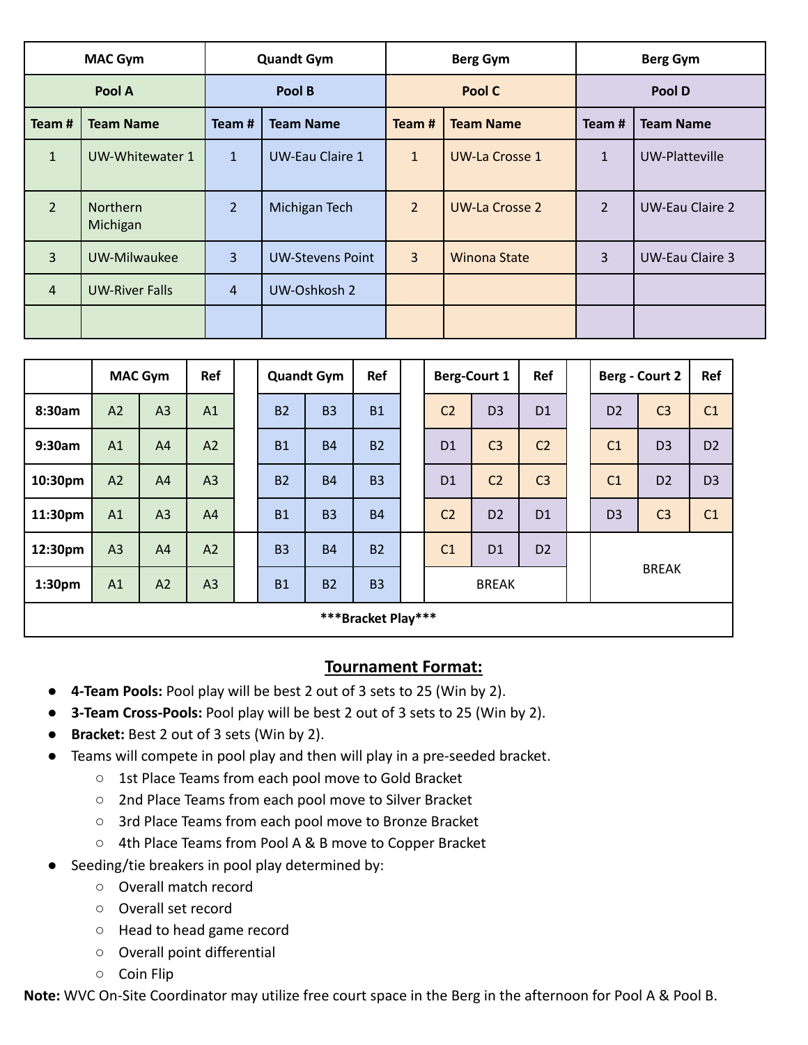| MAC Gym | | Quandt Gym | | Berg Gym | | Berg Gym | |
|---|---|---|---|---|---|---|---|
| Pool A | | Pool B | | Pool C | | Pool D | |
| Team # | Team Name | Team # | Team Name | Team # | Team Name | Team # | Team Name |
| 1 | UW-Whitewater 1 | 1 | UW-Eau Claire 1 | 1 | UW-La Crosse 1 | 1 | UW-Platteville |
| 2 | Northern Michigan | 2 | Michigan Tech | 2 | UW-La Crosse 2 | 2 | UW-Eau Claire 2 |
| 3 | UW-Milwaukee | 3 | UW-Stevens Point | 3 | Winona State | 3 | UW-Eau Claire 3 |
| 4 | UW-River Falls | 4 | UW-Oshkosh 2 | | | | |
| | | | | | | | |

| | MAC Gym | | Ref | Quandt Gym | | Ref | Berg-Court 1 | | Ref | Berg - Court 2 | | Ref |
|---|---|---|---|---|---|---|---|---|---|---|---|---|
| 8:30am | A2 | A3 | A1 | B2 | B3 | B1 | C2 | D3 | D1 | D2 | C3 | C1 |
| 9:30am | A1 | A4 | A2 | B1 | B4 | B2 | D1 | C3 | C2 | C1 | D3 | D2 |
| 10:30pm | A2 | A4 | A3 | B2 | B4 | B3 | D1 | C2 | C3 | C1 | D2 | D3 |
| 11:30pm | A1 | A3 | A4 | B1 | B3 | B4 | C2 | D2 | D1 | D3 | C3 | C1 |
| 12:30pm | A3 | A4 | A2 | B3 | B4 | B2 | C1 | D1 | D2 | BREAK | | |
| 1:30pm | A1 | A2 | A3 | B1 | B2 | B3 | BREAK | | | | | |
| ***Bracket Play*** | | | | | | | | | | | | |

## Tournament Format:

- **4-Team Pools:** Pool play will be best 2 out of 3 sets to 25 (Win by 2).
- **3-Team Cross-Pools:** Pool play will be best 2 out of 3 sets to 25 (Win by 2).
- **Bracket:** Best 2 out of 3 sets (Win by 2).
- Teams will compete in pool play and then will play in a pre-seeded bracket.
  - 1st Place Teams from each pool move to Gold Bracket
  - 2nd Place Teams from each pool move to Silver Bracket
  - 3rd Place Teams from each pool move to Bronze Bracket
  - 4th Place Teams from Pool A & B move to Copper Bracket
- Seeding/tie breakers in pool play determined by:
  - Overall match record
  - Overall set record
  - Head to head game record
  - Overall point differential
  - Coin Flip

**Note:** WVC On-Site Coordinator may utilize free court space in the Berg in the afternoon for Pool A & Pool B.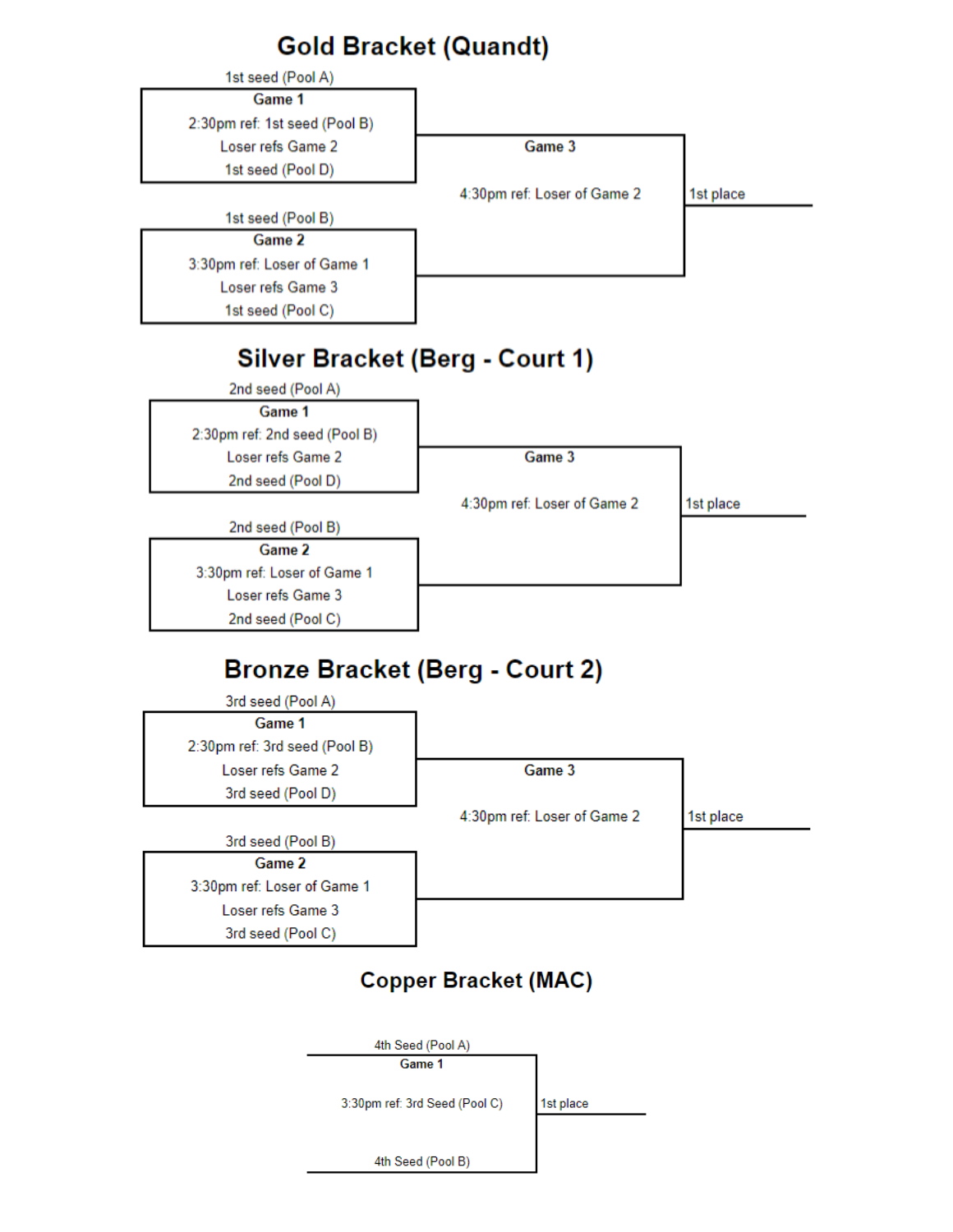## Gold Bracket (Quandt)

1st seed (Pool A)

**Game 1**
2:30pm ref: 1st seed (Pool B)
Loser refs Game 2
1st seed (Pool D)

1st seed (Pool B)

**Game 2**
3:30pm ref: Loser of Game 1
Loser refs Game 3
1st seed (Pool C)

**Game 3**
4:30pm ref: Loser of Game 2

1st place

## Silver Bracket (Berg - Court 1)

2nd seed (Pool A)

**Game 1**
2:30pm ref: 2nd seed (Pool B)
Loser refs Game 2
2nd seed (Pool D)

2nd seed (Pool B)

**Game 2**
3:30pm ref: Loser of Game 1
Loser refs Game 3
2nd seed (Pool C)

**Game 3**
4:30pm ref: Loser of Game 2

1st place

## Bronze Bracket (Berg - Court 2)

3rd seed (Pool A)

**Game 1**
2:30pm ref: 3rd seed (Pool B)
Loser refs Game 2
3rd seed (Pool D)

3rd seed (Pool B)

**Game 2**
3:30pm ref: Loser of Game 1
Loser refs Game 3
3rd seed (Pool C)

**Game 3**
4:30pm ref: Loser of Game 2

1st place

## Copper Bracket (MAC)

4th Seed (Pool A)

**Game 1**
3:30pm ref: 3rd Seed (Pool C)

4th Seed (Pool B)

1st place